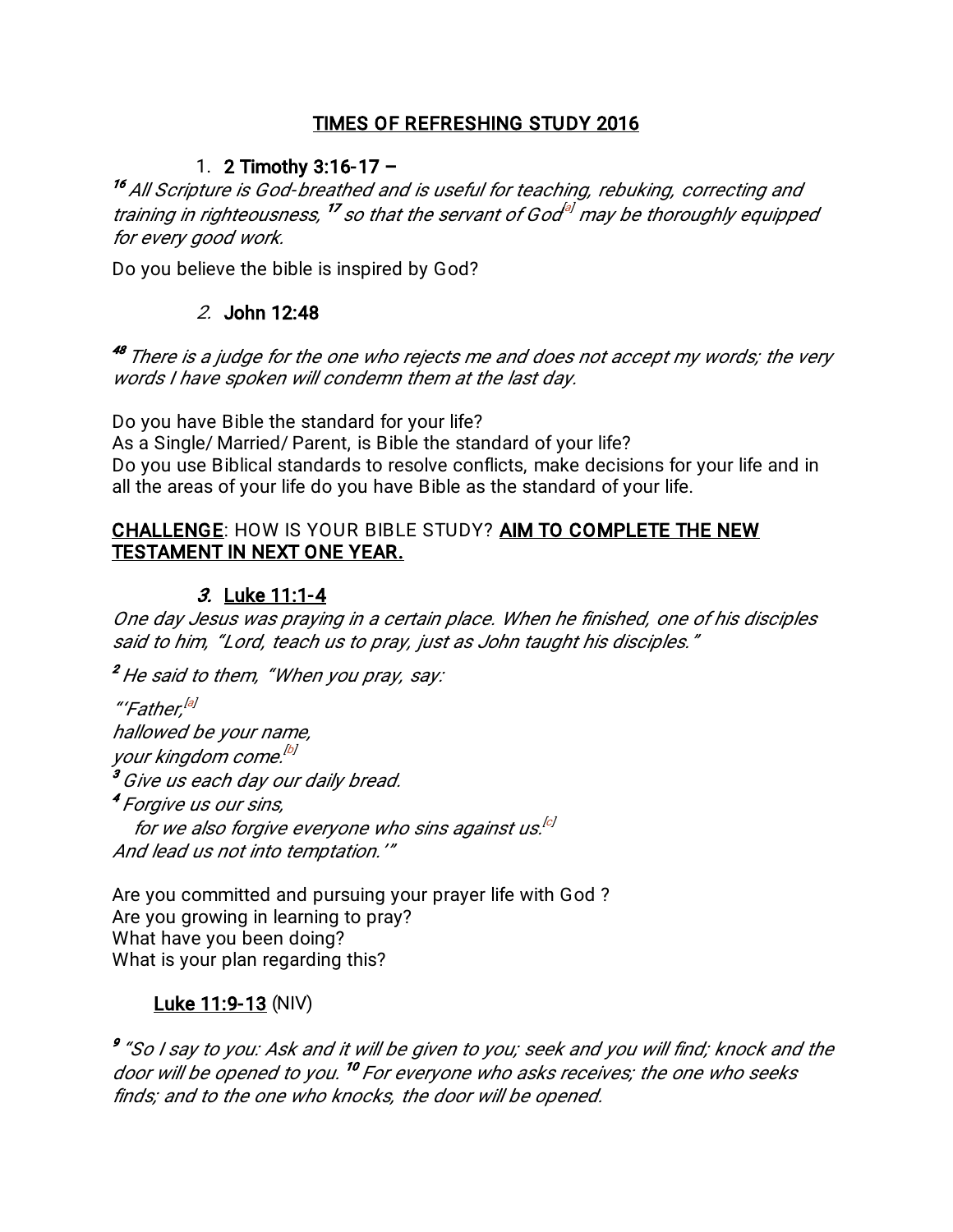# TIMES OF REFRESHING STUDY 2016

1. **2 Timothy 3:16-17 –**

*[16] All Scripture is God-breathed and is useful for teaching, rebuking, correcting and training in righteousness, [17] so that the servant of God[a] may be thoroughly equipped for every good work.*

Do you believe the bible is inspired by God?

2. **John 12:48**

*[48] There is a judge for the one who rejects me and does not accept my words; the very words I have spoken will condemn them at the last day.*

Do you have Bible the standard for your life?
As a Single/ Married/ Parent, is Bible the standard of your life?
Do you use Biblical standards to resolve conflicts, make decisions for your life and in all the areas of your life do you have Bible as the standard of your life.

CHALLENGE: HOW IS YOUR BIBLE STUDY? **AIM TO COMPLETE THE NEW TESTAMENT IN NEXT ONE YEAR.**

3. **Luke 11:1-4**

*One day Jesus was praying in a certain place. When he finished, one of his disciples said to him, "Lord, teach us to pray, just as John taught his disciples."*

*[2] He said to them, "When you pray, say:*

*"'Father,[a]*
*hallowed be your name,*
*your kingdom come.[b]*
*[3] Give us each day our daily bread.*
*[4] Forgive us our sins,*
*for we also forgive everyone who sins against us.[c]*
*And lead us not into temptation.'"*

Are you committed and pursuing your prayer life with God ?
Are you growing in learning to pray?
What have you been doing?
What is your plan regarding this?

**Luke 11:9-13** (NIV)

*[9] "So I say to you: Ask and it will be given to you; seek and you will find; knock and the door will be opened to you. [10] For everyone who asks receives; the one who seeks finds; and to the one who knocks, the door will be opened.*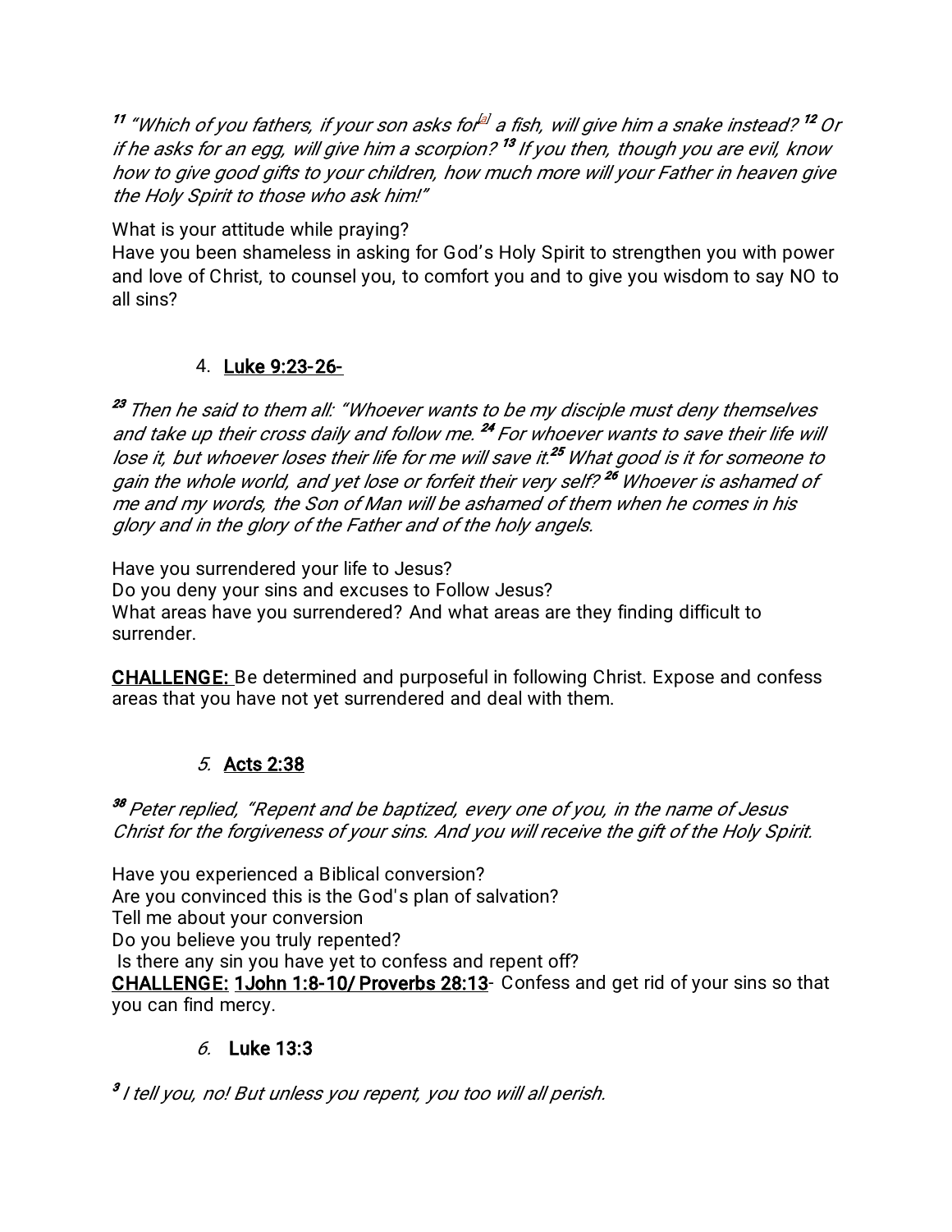*[11] "Which of you fathers, if your son asks for[a] a fish, will give him a snake instead? [12] Or if he asks for an egg, will give him a scorpion? [13] If you then, though you are evil, know how to give good gifts to your children, how much more will your Father in heaven give the Holy Spirit to those who ask him!"*

What is your attitude while praying?
Have you been shameless in asking for God's Holy Spirit to strengthen you with power and love of Christ, to counsel you, to comfort you and to give you wisdom to say NO to all sins?

4. **Luke 9:23-26-**

*[23] Then he said to them all: "Whoever wants to be my disciple must deny themselves and take up their cross daily and follow me. [24] For whoever wants to save their life will lose it, but whoever loses their life for me will save it.[25] What good is it for someone to gain the whole world, and yet lose or forfeit their very self? [26] Whoever is ashamed of me and my words, the Son of Man will be ashamed of them when he comes in his glory and in the glory of the Father and of the holy angels.*

Have you surrendered your life to Jesus?
Do you deny your sins and excuses to Follow Jesus?
What areas have you surrendered? And what areas are they finding difficult to surrender.

**CHALLENGE:** Be determined and purposeful in following Christ. Expose and confess areas that you have not yet surrendered and deal with them.

5. **Acts 2:38**

*[38] Peter replied, "Repent and be baptized, every one of you, in the name of Jesus Christ for the forgiveness of your sins. And you will receive the gift of the Holy Spirit.*

Have you experienced a Biblical conversion?
Are you convinced this is the God's plan of salvation?
Tell me about your conversion
Do you believe you truly repented?
Is there any sin you have yet to confess and repent off?
**CHALLENGE:** **1John 1:8-10/ Proverbs 28:13**- Confess and get rid of your sins so that you can find mercy.

6. **Luke 13:3**

*[3] I tell you, no! But unless you repent, you too will all perish.*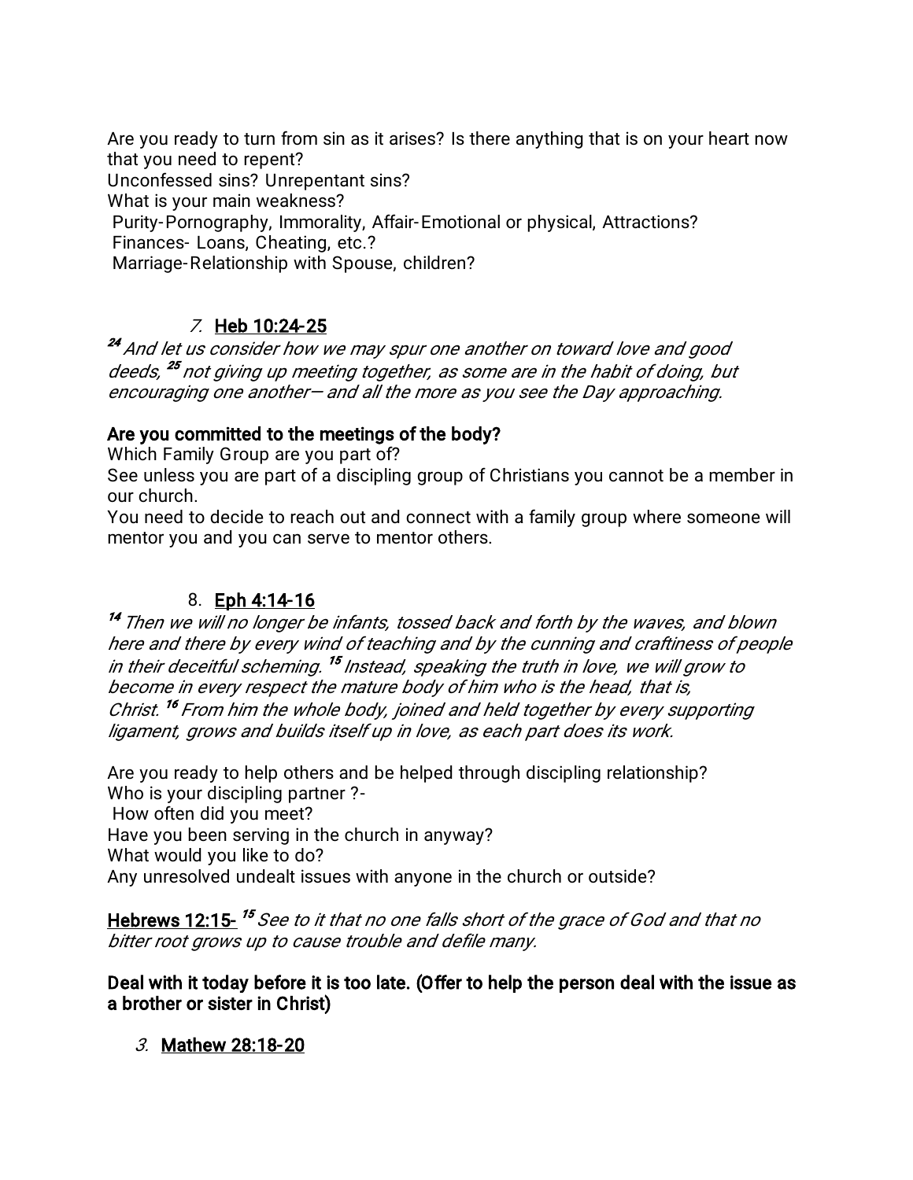Are you ready to turn from sin as it arises? Is there anything that is on your heart now that you need to repent?
Unconfessed sins? Unrepentant sins?
What is your main weakness?
Purity-Pornography, Immorality, Affair-Emotional or physical, Attractions?
Finances- Loans, Cheating, etc.?
Marriage-Relationship with Spouse, children?

7. <u>**Heb 10:24-25**</u>

*[24] And let us consider how we may spur one another on toward love and good deeds, [25] not giving up meeting together, as some are in the habit of doing, but encouraging one another— and all the more as you see the Day approaching.*

**Are you committed to the meetings of the body?**
Which Family Group are you part of?
See unless you are part of a discipling group of Christians you cannot be a member in our church.
You need to decide to reach out and connect with a family group where someone will mentor you and you can serve to mentor others.

8. <u>**Eph 4:14-16**</u>

*[14] Then we will no longer be infants, tossed back and forth by the waves, and blown here and there by every wind of teaching and by the cunning and craftiness of people in their deceitful scheming. [15] Instead, speaking the truth in love, we will grow to become in every respect the mature body of him who is the head, that is, Christ. [16] From him the whole body, joined and held together by every supporting ligament, grows and builds itself up in love, as each part does its work.*

Are you ready to help others and be helped through discipling relationship?
Who is your discipling partner ?-
How often did you meet?
Have you been serving in the church in anyway?
What would you like to do?
Any unresolved undealt issues with anyone in the church or outside?

<u>**Hebrews 12:15-**</u> *[15] See to it that no one falls short of the grace of God and that no bitter root grows up to cause trouble and defile many.*

**Deal with it today before it is too late. (Offer to help the person deal with the issue as a brother or sister in Christ)**

3. <u>**Mathew 28:18-20**</u>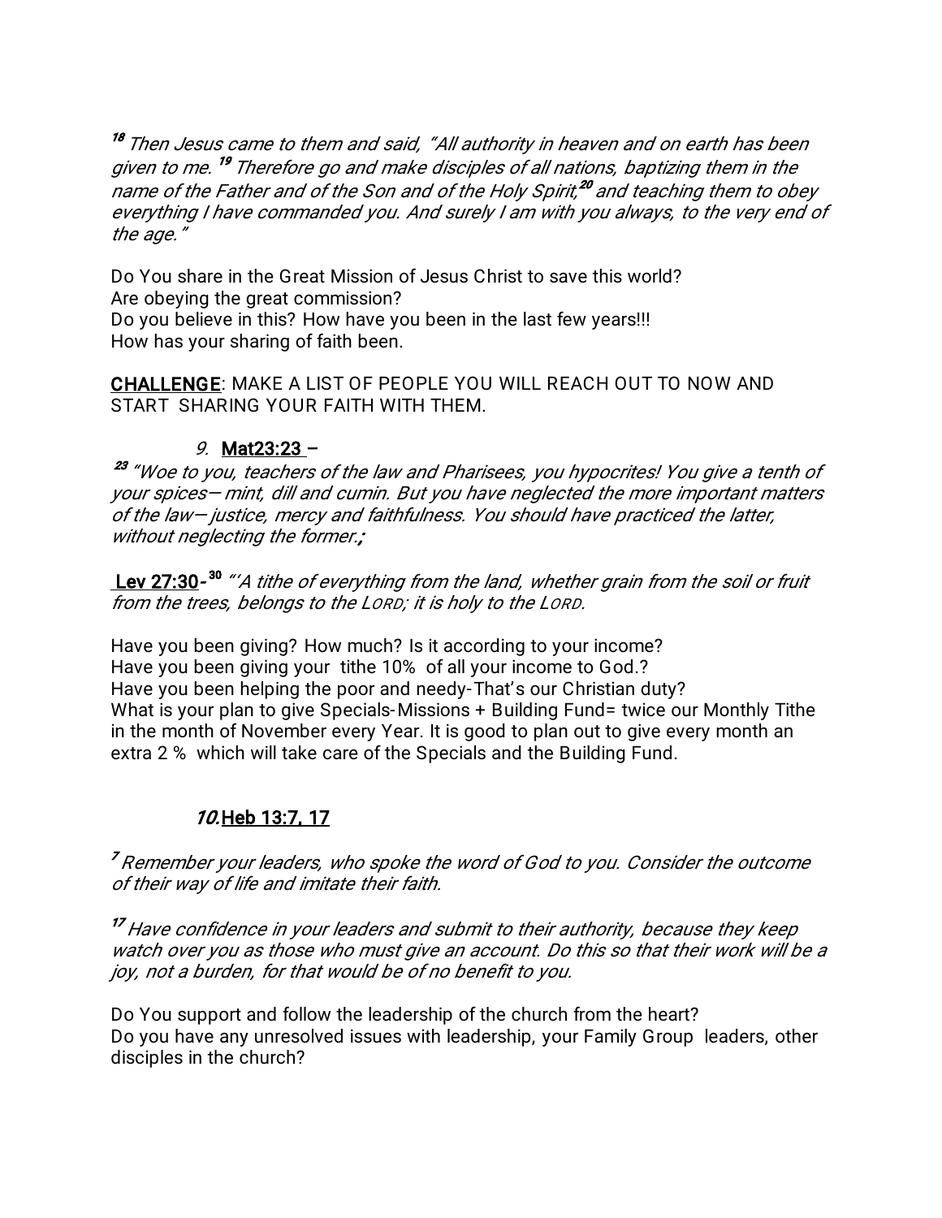*[18] Then Jesus came to them and said, "All authority in heaven and on earth has been given to me. [19] Therefore go and make disciples of all nations, baptizing them in the name of the Father and of the Son and of the Holy Spirit,[20] and teaching them to obey everything I have commanded you. And surely I am with you always, to the very end of the age."*

Do You share in the Great Mission of Jesus Christ to save this world?
Are obeying the great commission?
Do you believe in this? How have you been in the last few years!!!
How has your sharing of faith been.

**CHALLENGE**: MAKE A LIST OF PEOPLE YOU WILL REACH OUT TO NOW AND START SHARING YOUR FAITH WITH THEM.

9. **Mat23:23** –

*[23] "Woe to you, teachers of the law and Pharisees, you hypocrites! You give a tenth of your spices— mint, dill and cumin. But you have neglected the more important matters of the law— justice, mercy and faithfulness. You should have practiced the latter, without neglecting the former.;*

**Lev 27:30**- *[30] "'A tithe of everything from the land, whether grain from the soil or fruit from the trees, belongs to the LORD; it is holy to the LORD.*

Have you been giving? How much? Is it according to your income?
Have you been giving your tithe 10% of all your income to God.?
Have you been helping the poor and needy-That's our Christian duty?
What is your plan to give Specials-Missions + Building Fund= twice our Monthly Tithe in the month of November every Year. It is good to plan out to give every month an extra 2 % which will take care of the Specials and the Building Fund.

*10.* **Heb 13:7, 17**

*[7] Remember your leaders, who spoke the word of God to you. Consider the outcome of their way of life and imitate their faith.*

*[17] Have confidence in your leaders and submit to their authority, because they keep watch over you as those who must give an account. Do this so that their work will be a joy, not a burden, for that would be of no benefit to you.*

Do You support and follow the leadership of the church from the heart?
Do you have any unresolved issues with leadership, your Family Group leaders, other disciples in the church?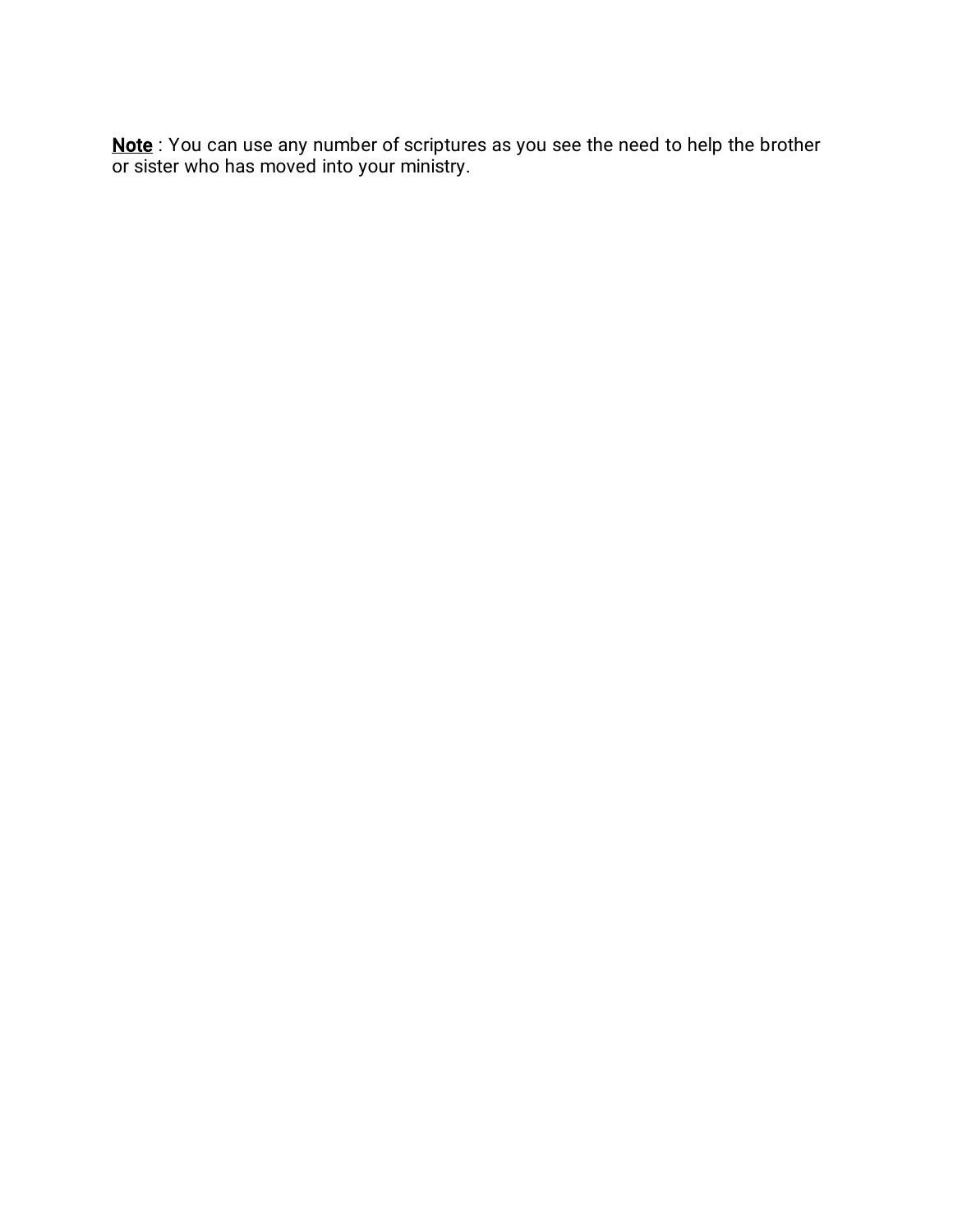**Note** : You can use any number of scriptures as you see the need to help the brother or sister who has moved into your ministry.